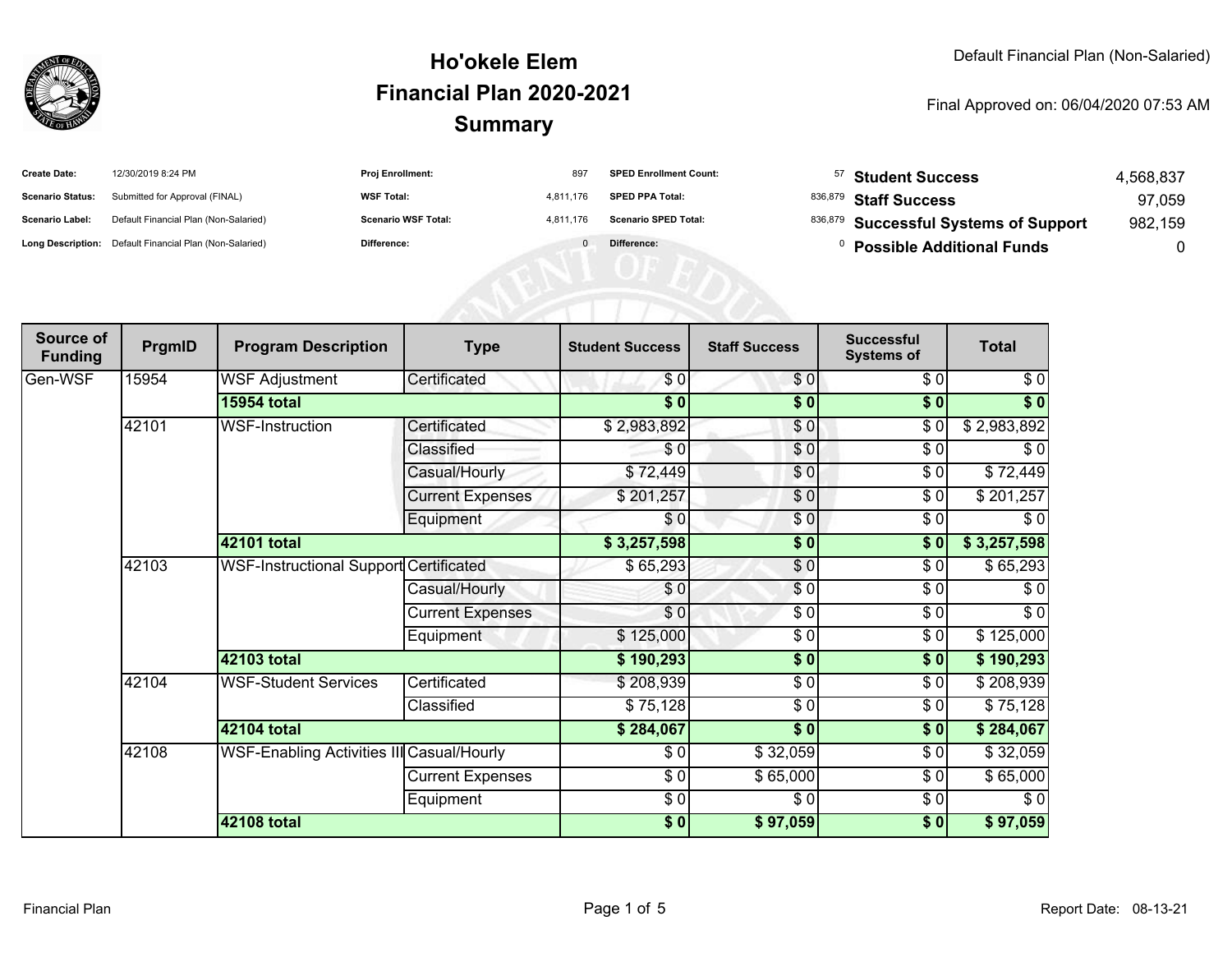# Ho'okele Elem
# Financial Plan 2020-2021
# Summary

Default Financial Plan (Non-Salaried)

Final Approved on: 06/04/2020 07:53 AM

| | | | | | |
|---|---|---|---|---|---|
| **Create Date:** | 12/30/2019 8:24 PM | **Proj Enrollment:** | 897 | **SPED Enrollment Count:** | 57 |
| **Scenario Status:** | Submitted for Approval (FINAL) | **WSF Total:** | 4,811,176 | **SPED PPA Total:** | 836,879 |
| **Scenario Label:** | Default Financial Plan (Non-Salaried) | **Scenario WSF Total:** | 4,811,176 | **Scenario SPED Total:** | 836,879 |
| **Long Description:** | Default Financial Plan (Non-Salaried) | **Difference:** | 0 | **Difference:** | 0 |

| | |
|---|---|
| **Student Success** | 4,568,837 |
| **Staff Success** | 97,059 |
| **Successful Systems of Support** | 982,159 |
| **Possible Additional Funds** | 0 |

| Source of Funding | PrgmID | Program Description | Type | Student Success | Staff Success | Successful Systems of | Total |
|---|---|---|---|---|---|---|---|
| Gen-WSF | 15954 | WSF Adjustment | Certificated | $ 0 | $ 0 | $ 0 | $ 0 |
| | | **15954 total** | | **$ 0** | **$ 0** | **$ 0** | **$ 0** |
| | 42101 | WSF-Instruction | Certificated | $ 2,983,892 | $ 0 | $ 0 | $ 2,983,892 |
| | | | Classified | $ 0 | $ 0 | $ 0 | $ 0 |
| | | | Casual/Hourly | $ 72,449 | $ 0 | $ 0 | $ 72,449 |
| | | | Current Expenses | $ 201,257 | $ 0 | $ 0 | $ 201,257 |
| | | | Equipment | $ 0 | $ 0 | $ 0 | $ 0 |
| | | **42101 total** | | **$ 3,257,598** | **$ 0** | **$ 0** | **$ 3,257,598** |
| | 42103 | WSF-Instructional Support | Certificated | $ 65,293 | $ 0 | $ 0 | $ 65,293 |
| | | | Casual/Hourly | $ 0 | $ 0 | $ 0 | $ 0 |
| | | | Current Expenses | $ 0 | $ 0 | $ 0 | $ 0 |
| | | | Equipment | $ 125,000 | $ 0 | $ 0 | $ 125,000 |
| | | **42103 total** | | **$ 190,293** | **$ 0** | **$ 0** | **$ 190,293** |
| | 42104 | WSF-Student Services | Certificated | $ 208,939 | $ 0 | $ 0 | $ 208,939 |
| | | | Classified | $ 75,128 | $ 0 | $ 0 | $ 75,128 |
| | | **42104 total** | | **$ 284,067** | **$ 0** | **$ 0** | **$ 284,067** |
| | 42108 | WSF-Enabling Activities III | Casual/Hourly | $ 0 | $ 32,059 | $ 0 | $ 32,059 |
| | | | Current Expenses | $ 0 | $ 65,000 | $ 0 | $ 65,000 |
| | | | Equipment | $ 0 | $ 0 | $ 0 | $ 0 |
| | | **42108 total** | | **$ 0** | **$ 97,059** | **$ 0** | **$ 97,059** |

Financial Plan

Report Date: 08-13-21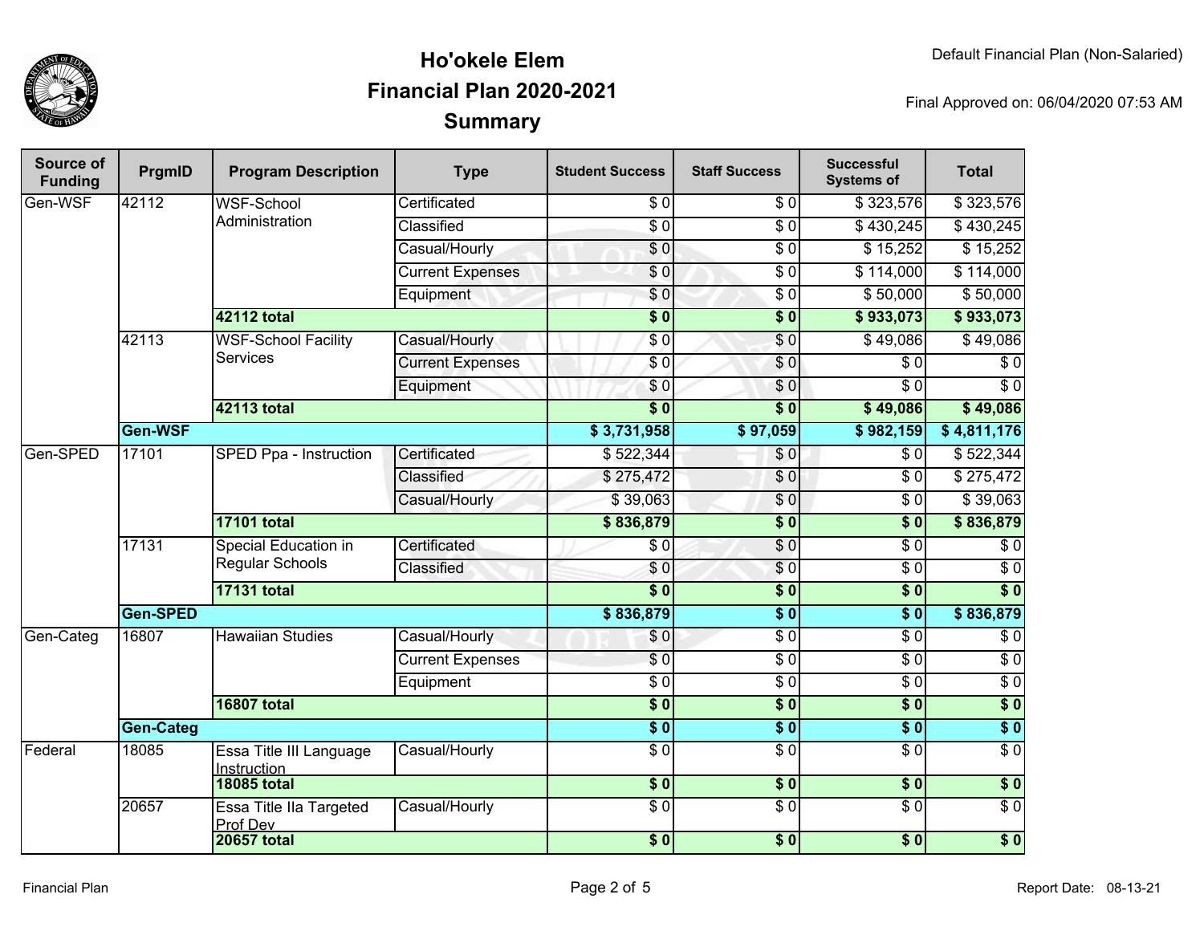# Ho'okele Elem
## Financial Plan 2020-2021
## Summary

Default Financial Plan (Non-Salaried)

Final Approved on: 06/04/2020 07:53 AM

| Source of Funding | PrgmID | Program Description | Type | Student Success | Staff Success | Successful Systems of | Total |
|---|---|---|---|---|---|---|---|
| Gen-WSF | 42112 | WSF-School Administration | Certificated | $ 0 | $ 0 | $ 323,576 | $ 323,576 |
| | | | Classified | $ 0 | $ 0 | $ 430,245 | $ 430,245 |
| | | | Casual/Hourly | $ 0 | $ 0 | $ 15,252 | $ 15,252 |
| | | | Current Expenses | $ 0 | $ 0 | $ 114,000 | $ 114,000 |
| | | | Equipment | $ 0 | $ 0 | $ 50,000 | $ 50,000 |
| | | **42112 total** | | **$ 0** | **$ 0** | **$ 933,073** | **$ 933,073** |
| | 42113 | WSF-School Facility Services | Casual/Hourly | $ 0 | $ 0 | $ 49,086 | $ 49,086 |
| | | | Current Expenses | $ 0 | $ 0 | $ 0 | $ 0 |
| | | | Equipment | $ 0 | $ 0 | $ 0 | $ 0 |
| | | **42113 total** | | **$ 0** | **$ 0** | **$ 49,086** | **$ 49,086** |
| | **Gen-WSF** | | | **$ 3,731,958** | **$ 97,059** | **$ 982,159** | **$ 4,811,176** |
| Gen-SPED | 17101 | SPED Ppa - Instruction | Certificated | $ 522,344 | $ 0 | $ 0 | $ 522,344 |
| | | | Classified | $ 275,472 | $ 0 | $ 0 | $ 275,472 |
| | | | Casual/Hourly | $ 39,063 | $ 0 | $ 0 | $ 39,063 |
| | | **17101 total** | | **$ 836,879** | **$ 0** | **$ 0** | **$ 836,879** |
| | 17131 | Special Education in Regular Schools | Certificated | $ 0 | $ 0 | $ 0 | $ 0 |
| | | | Classified | $ 0 | $ 0 | $ 0 | $ 0 |
| | | **17131 total** | | **$ 0** | **$ 0** | **$ 0** | **$ 0** |
| | **Gen-SPED** | | | **$ 836,879** | **$ 0** | **$ 0** | **$ 836,879** |
| Gen-Categ | 16807 | Hawaiian Studies | Casual/Hourly | $ 0 | $ 0 | $ 0 | $ 0 |
| | | | Current Expenses | $ 0 | $ 0 | $ 0 | $ 0 |
| | | | Equipment | $ 0 | $ 0 | $ 0 | $ 0 |
| | | **16807 total** | | **$ 0** | **$ 0** | **$ 0** | **$ 0** |
| | **Gen-Categ** | | | **$ 0** | **$ 0** | **$ 0** | **$ 0** |
| Federal | 18085 | Essa Title III Language Instruction | Casual/Hourly | $ 0 | $ 0 | $ 0 | $ 0 |
| | | **18085 total** | | **$ 0** | **$ 0** | **$ 0** | **$ 0** |
| | 20657 | Essa Title IIa Targeted Prof Dev | Casual/Hourly | $ 0 | $ 0 | $ 0 | $ 0 |
| | | **20657 total** | | **$ 0** | **$ 0** | **$ 0** | **$ 0** |

Financial Plan

Report Date: 08-13-21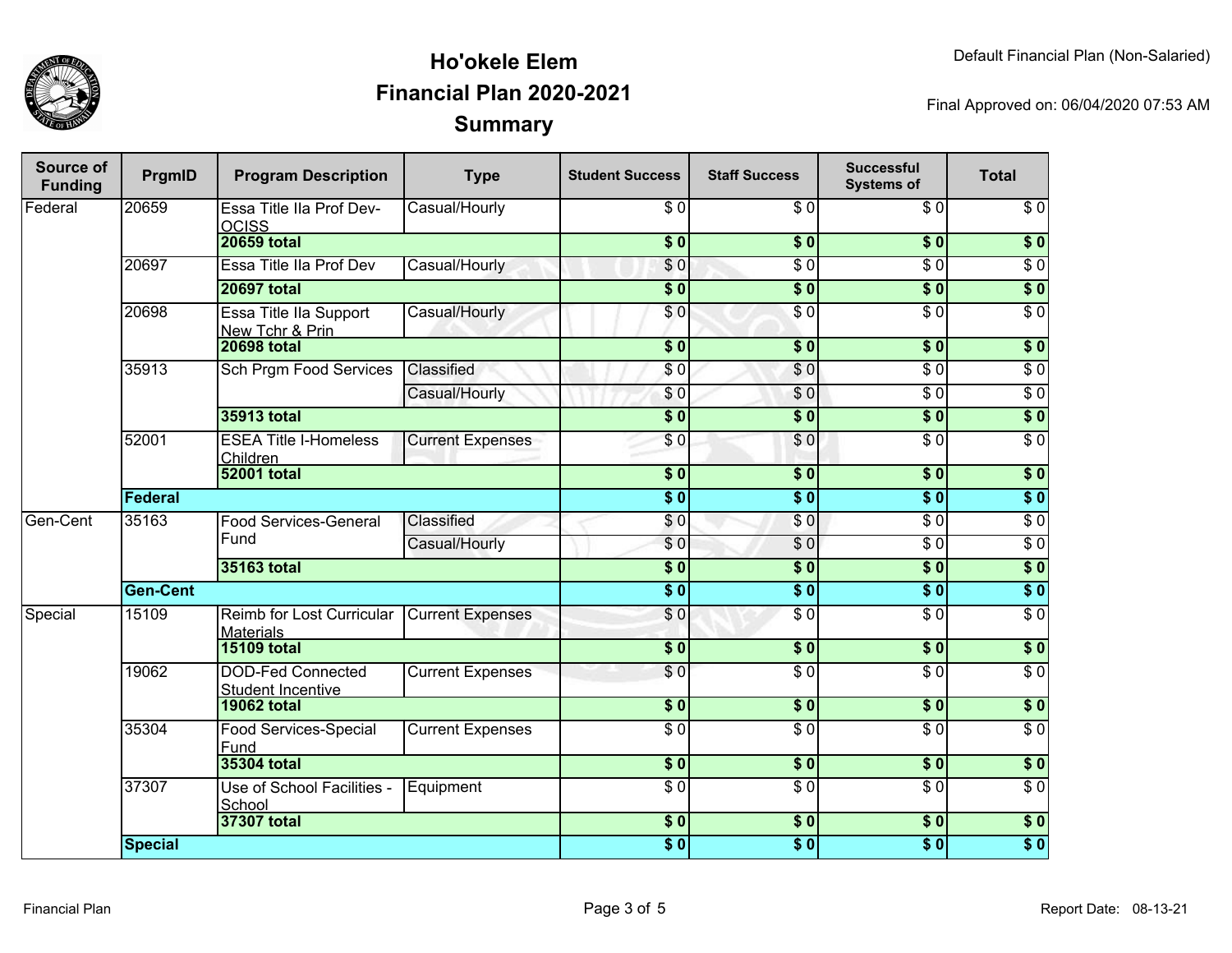# Ho'okele Elem
# Financial Plan 2020-2021
# Summary

Default Financial Plan (Non-Salaried)

Final Approved on: 06/04/2020 07:53 AM

| Source of Funding | PrgmID | Program Description | Type | Student Success | Staff Success | Successful Systems of | Total |
|---|---|---|---|---|---|---|---|
| Federal | 20659 | Essa Title IIa Prof Dev-OCISS | Casual/Hourly | $ 0 | $ 0 | $ 0 | $ 0 |
| | | **20659 total** | | **$ 0** | **$ 0** | **$ 0** | **$ 0** |
| | 20697 | Essa Title IIa Prof Dev | Casual/Hourly | $ 0 | $ 0 | $ 0 | $ 0 |
| | | **20697 total** | | **$ 0** | **$ 0** | **$ 0** | **$ 0** |
| | 20698 | Essa Title IIa Support New Tchr & Prin | Casual/Hourly | $ 0 | $ 0 | $ 0 | $ 0 |
| | | **20698 total** | | **$ 0** | **$ 0** | **$ 0** | **$ 0** |
| | 35913 | Sch Prgm Food Services | Classified | $ 0 | $ 0 | $ 0 | $ 0 |
| | | | Casual/Hourly | $ 0 | $ 0 | $ 0 | $ 0 |
| | | **35913 total** | | **$ 0** | **$ 0** | **$ 0** | **$ 0** |
| | 52001 | ESEA Title I-Homeless Children | Current Expenses | $ 0 | $ 0 | $ 0 | $ 0 |
| | | **52001 total** | | **$ 0** | **$ 0** | **$ 0** | **$ 0** |
| | **Federal** | | | **$ 0** | **$ 0** | **$ 0** | **$ 0** |
| Gen-Cent | 35163 | Food Services-General Fund | Classified | $ 0 | $ 0 | $ 0 | $ 0 |
| | | | Casual/Hourly | $ 0 | $ 0 | $ 0 | $ 0 |
| | | **35163 total** | | **$ 0** | **$ 0** | **$ 0** | **$ 0** |
| | **Gen-Cent** | | | **$ 0** | **$ 0** | **$ 0** | **$ 0** |
| Special | 15109 | Reimb for Lost Curricular Materials | Current Expenses | $ 0 | $ 0 | $ 0 | $ 0 |
| | | **15109 total** | | **$ 0** | **$ 0** | **$ 0** | **$ 0** |
| | 19062 | DOD-Fed Connected Student Incentive | Current Expenses | $ 0 | $ 0 | $ 0 | $ 0 |
| | | **19062 total** | | **$ 0** | **$ 0** | **$ 0** | **$ 0** |
| | 35304 | Food Services-Special Fund | Current Expenses | $ 0 | $ 0 | $ 0 | $ 0 |
| | | **35304 total** | | **$ 0** | **$ 0** | **$ 0** | **$ 0** |
| | 37307 | Use of School Facilities - School | Equipment | $ 0 | $ 0 | $ 0 | $ 0 |
| | | **37307 total** | | **$ 0** | **$ 0** | **$ 0** | **$ 0** |
| | **Special** | | | **$ 0** | **$ 0** | **$ 0** | **$ 0** |

Financial Plan

Report Date: 08-13-21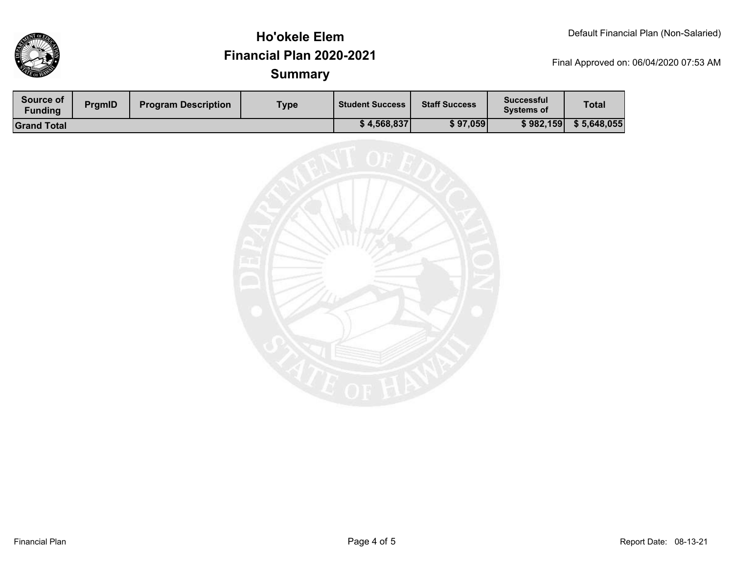# Ho'okele Elem
# Financial Plan 2020-2021
# Summary

Default Financial Plan (Non-Salaried)

Final Approved on: 06/04/2020 07:53 AM

| Source of Funding | PrgmID | Program Description | Type | Student Success | Staff Success | Successful Systems of | Total |
|---|---|---|---|---|---|---|---|
| **Grand Total** | | | | **$ 4,568,837** | **$ 97,059** | **$ 982,159** | **$ 5,648,055** |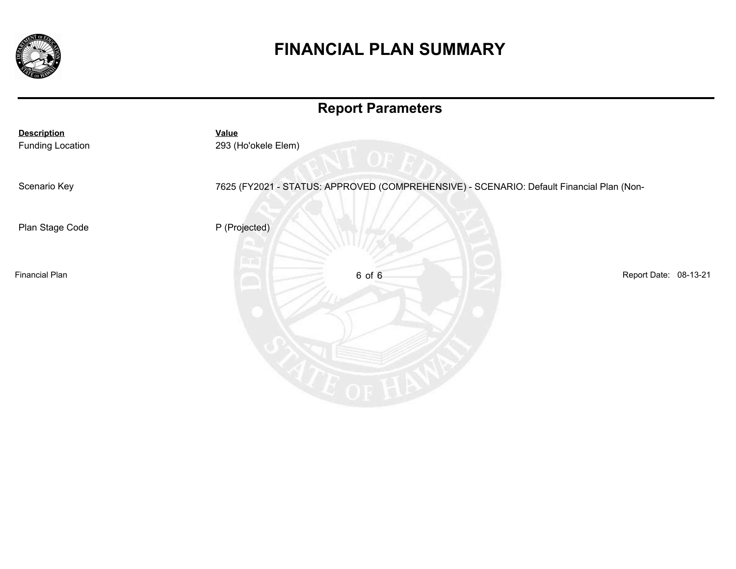# FINANCIAL PLAN SUMMARY

## Report Parameters

| Description | Value |
|---|---|
| Funding Location | 293 (Ho'okele Elem) |
| Scenario Key | 7625 (FY2021 - STATUS: APPROVED (COMPREHENSIVE) - SCENARIO: Default Financial Plan (Non- |
| Plan Stage Code | P (Projected) |

Financial Plan

Report Date: 08-13-21